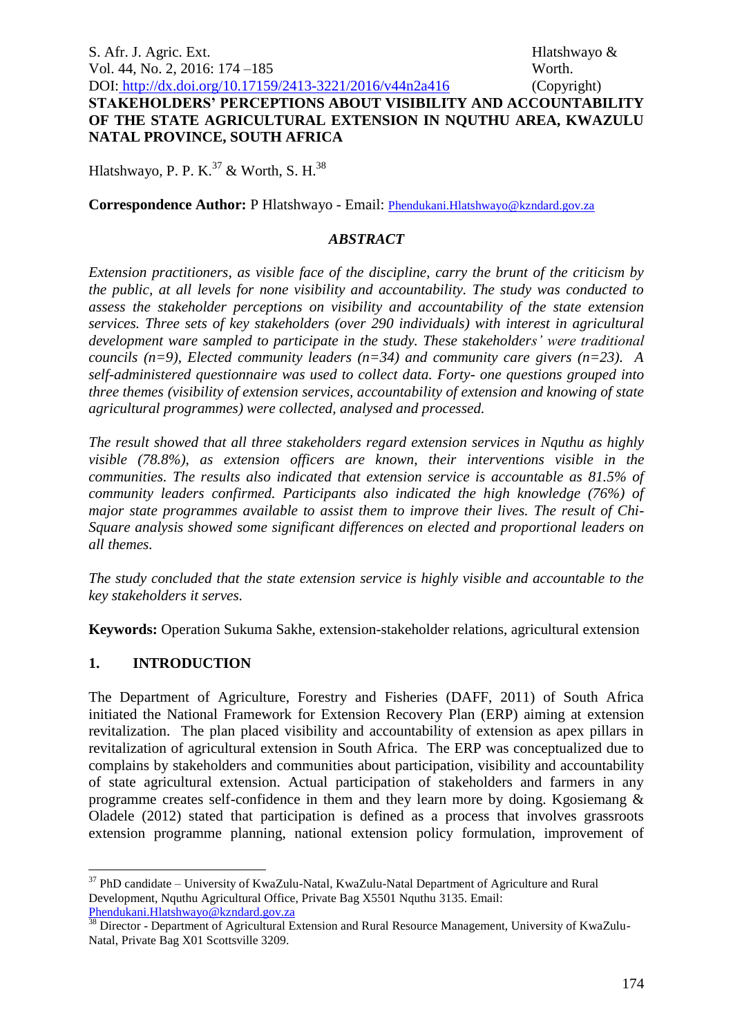# STAKEHOLDERS' PERCEPTIONS ABOUT VISIBILITY AND ACCOUNTABILITY OF THE STATE AGRICULTURAL EXTENSION IN NQUTHU AREA, KWAZULU NATAL PROVINCE, SOUTH AFRICA

Hlatshwayo, P. P. K.[37] & Worth, S. H.[38]

**Correspondence Author:** P Hlatshwayo - Email: Phendukani.Hlatshwayo@kzndard.gov.za

## *ABSTRACT*

*Extension practitioners, as visible face of the discipline, carry the brunt of the criticism by the public, at all levels for none visibility and accountability. The study was conducted to assess the stakeholder perceptions on visibility and accountability of the state extension services. Three sets of key stakeholders (over 290 individuals) with interest in agricultural development ware sampled to participate in the study. These stakeholders' were traditional councils (n=9), Elected community leaders (n=34) and community care givers (n=23). A self-administered questionnaire was used to collect data. Forty- one questions grouped into three themes (visibility of extension services, accountability of extension and knowing of state agricultural programmes) were collected, analysed and processed.*

*The result showed that all three stakeholders regard extension services in Nquthu as highly visible (78.8%), as extension officers are known, their interventions visible in the communities. The results also indicated that extension service is accountable as 81.5% of community leaders confirmed. Participants also indicated the high knowledge (76%) of major state programmes available to assist them to improve their lives. The result of Chi-Square analysis showed some significant differences on elected and proportional leaders on all themes.*

*The study concluded that the state extension service is highly visible and accountable to the key stakeholders it serves.*

**Keywords:** Operation Sukuma Sakhe, extension-stakeholder relations, agricultural extension

## 1. INTRODUCTION

The Department of Agriculture, Forestry and Fisheries (DAFF, 2011) of South Africa initiated the National Framework for Extension Recovery Plan (ERP) aiming at extension revitalization. The plan placed visibility and accountability of extension as apex pillars in revitalization of agricultural extension in South Africa. The ERP was conceptualized due to complains by stakeholders and communities about participation, visibility and accountability of state agricultural extension. Actual participation of stakeholders and farmers in any programme creates self-confidence in them and they learn more by doing. Kgosiemang & Oladele (2012) stated that participation is defined as a process that involves grassroots extension programme planning, national extension policy formulation, improvement of

[37] PhD candidate – University of KwaZulu-Natal, KwaZulu-Natal Department of Agriculture and Rural Development, Nquthu Agricultural Office, Private Bag X5501 Nquthu 3135. Email: Phendukani.Hlatshwayo@kzndard.gov.za

[38] Director - Department of Agricultural Extension and Rural Resource Management, University of KwaZulu-Natal, Private Bag X01 Scottsville 3209.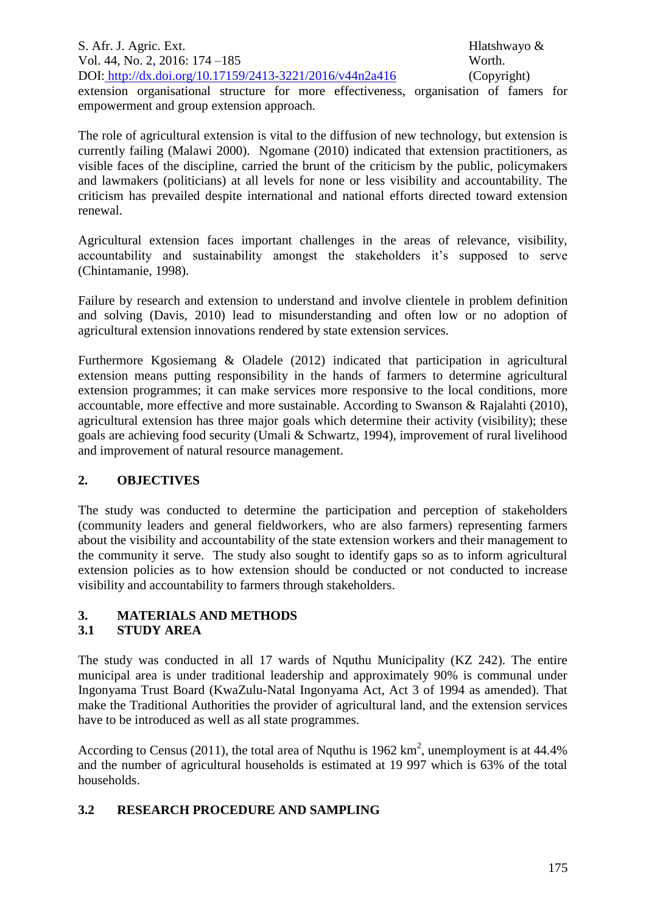extension organisational structure for more effectiveness, organisation of famers for empowerment and group extension approach.

The role of agricultural extension is vital to the diffusion of new technology, but extension is currently failing (Malawi 2000). Ngomane (2010) indicated that extension practitioners, as visible faces of the discipline, carried the brunt of the criticism by the public, policymakers and lawmakers (politicians) at all levels for none or less visibility and accountability. The criticism has prevailed despite international and national efforts directed toward extension renewal.

Agricultural extension faces important challenges in the areas of relevance, visibility, accountability and sustainability amongst the stakeholders it's supposed to serve (Chintamanie, 1998).

Failure by research and extension to understand and involve clientele in problem definition and solving (Davis, 2010) lead to misunderstanding and often low or no adoption of agricultural extension innovations rendered by state extension services.

Furthermore Kgosiemang & Oladele (2012) indicated that participation in agricultural extension means putting responsibility in the hands of farmers to determine agricultural extension programmes; it can make services more responsive to the local conditions, more accountable, more effective and more sustainable. According to Swanson & Rajalahti (2010), agricultural extension has three major goals which determine their activity (visibility); these goals are achieving food security (Umali & Schwartz, 1994), improvement of rural livelihood and improvement of natural resource management.

## 2. OBJECTIVES

The study was conducted to determine the participation and perception of stakeholders (community leaders and general fieldworkers, who are also farmers) representing farmers about the visibility and accountability of the state extension workers and their management to the community it serve. The study also sought to identify gaps so as to inform agricultural extension policies as to how extension should be conducted or not conducted to increase visibility and accountability to farmers through stakeholders.

## 3. MATERIALS AND METHODS

### 3.1 STUDY AREA

The study was conducted in all 17 wards of Nquthu Municipality (KZ 242). The entire municipal area is under traditional leadership and approximately 90% is communal under Ingonyama Trust Board (KwaZulu-Natal Ingonyama Act, Act 3 of 1994 as amended). That make the Traditional Authorities the provider of agricultural land, and the extension services have to be introduced as well as all state programmes.

According to Census (2011), the total area of Nquthu is 1962 km$^2$, unemployment is at 44.4% and the number of agricultural households is estimated at 19 997 which is 63% of the total households.

### 3.2 RESEARCH PROCEDURE AND SAMPLING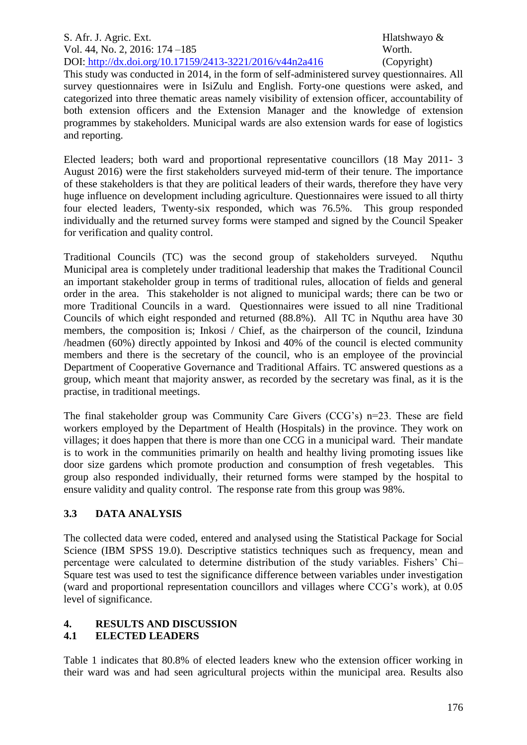This study was conducted in 2014, in the form of self-administered survey questionnaires. All survey questionnaires were in IsiZulu and English. Forty-one questions were asked, and categorized into three thematic areas namely visibility of extension officer, accountability of both extension officers and the Extension Manager and the knowledge of extension programmes by stakeholders. Municipal wards are also extension wards for ease of logistics and reporting.

Elected leaders; both ward and proportional representative councillors (18 May 2011- 3 August 2016) were the first stakeholders surveyed mid-term of their tenure. The importance of these stakeholders is that they are political leaders of their wards, therefore they have very huge influence on development including agriculture. Questionnaires were issued to all thirty four elected leaders, Twenty-six responded, which was 76.5%. This group responded individually and the returned survey forms were stamped and signed by the Council Speaker for verification and quality control.

Traditional Councils (TC) was the second group of stakeholders surveyed. Nquthu Municipal area is completely under traditional leadership that makes the Traditional Council an important stakeholder group in terms of traditional rules, allocation of fields and general order in the area. This stakeholder is not aligned to municipal wards; there can be two or more Traditional Councils in a ward. Questionnaires were issued to all nine Traditional Councils of which eight responded and returned (88.8%). All TC in Nquthu area have 30 members, the composition is; Inkosi / Chief, as the chairperson of the council, Izinduna /headmen (60%) directly appointed by Inkosi and 40% of the council is elected community members and there is the secretary of the council, who is an employee of the provincial Department of Cooperative Governance and Traditional Affairs. TC answered questions as a group, which meant that majority answer, as recorded by the secretary was final, as it is the practise, in traditional meetings.

The final stakeholder group was Community Care Givers (CCG's) n=23. These are field workers employed by the Department of Health (Hospitals) in the province. They work on villages; it does happen that there is more than one CCG in a municipal ward. Their mandate is to work in the communities primarily on health and healthy living promoting issues like door size gardens which promote production and consumption of fresh vegetables. This group also responded individually, their returned forms were stamped by the hospital to ensure validity and quality control. The response rate from this group was 98%.

## 3.3 DATA ANALYSIS

The collected data were coded, entered and analysed using the Statistical Package for Social Science (IBM SPSS 19.0). Descriptive statistics techniques such as frequency, mean and percentage were calculated to determine distribution of the study variables. Fishers' Chi–Square test was used to test the significance difference between variables under investigation (ward and proportional representation councillors and villages where CCG's work), at 0.05 level of significance.

# 4. RESULTS AND DISCUSSION

## 4.1 ELECTED LEADERS

Table 1 indicates that 80.8% of elected leaders knew who the extension officer working in their ward was and had seen agricultural projects within the municipal area. Results also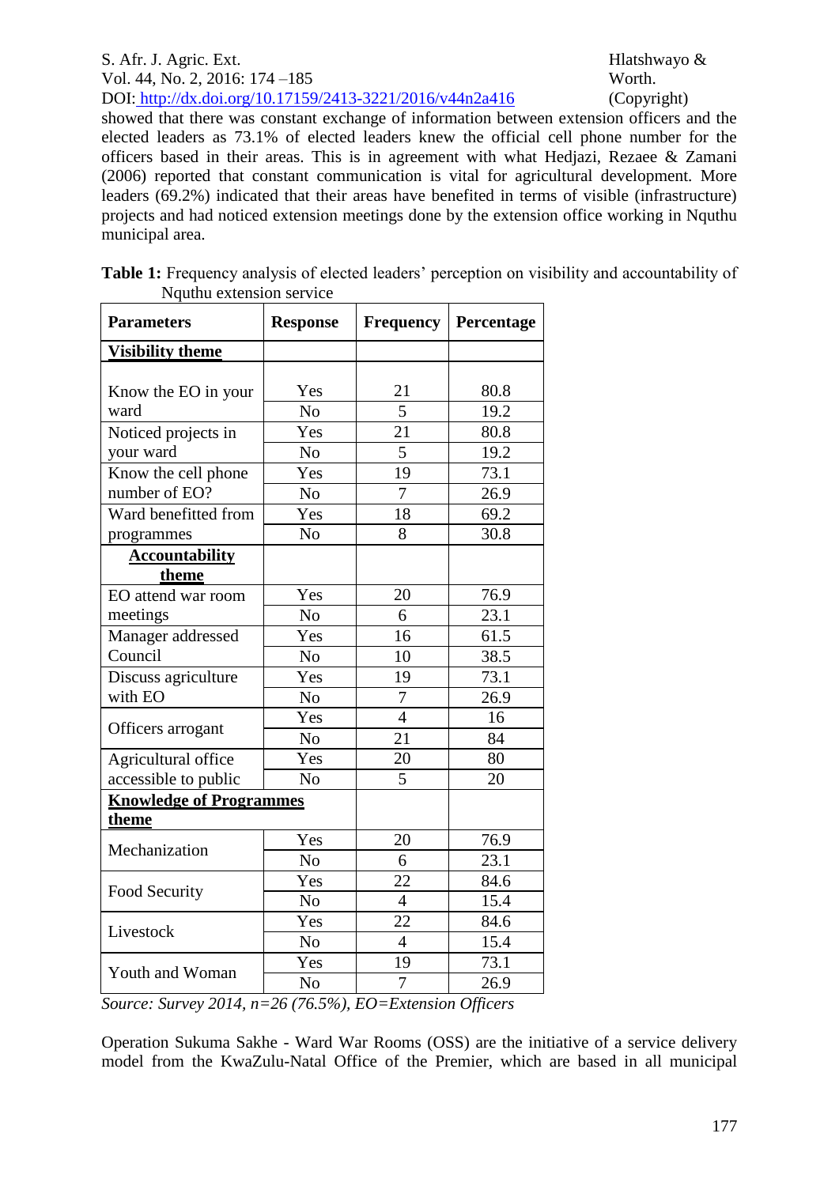showed that there was constant exchange of information between extension officers and the elected leaders as 73.1% of elected leaders knew the official cell phone number for the officers based in their areas. This is in agreement with what Hedjazi, Rezaee & Zamani (2006) reported that constant communication is vital for agricultural development. More leaders (69.2%) indicated that their areas have benefited in terms of visible (infrastructure) projects and had noticed extension meetings done by the extension office working in Nquthu municipal area.

**Table 1:** Frequency analysis of elected leaders' perception on visibility and accountability of Nquthu extension service

| Parameters | Response | Frequency | Percentage |
|---|---|---|---|
| **Visibility theme** | | | |
| Know the EO in your ward | Yes | 21 | 80.8 |
| | No | 5 | 19.2 |
| Noticed projects in your ward | Yes | 21 | 80.8 |
| | No | 5 | 19.2 |
| Know the cell phone number of EO? | Yes | 19 | 73.1 |
| | No | 7 | 26.9 |
| Ward benefitted from programmes | Yes | 18 | 69.2 |
| | No | 8 | 30.8 |
| **Accountability theme** | | | |
| EO attend war room meetings | Yes | 20 | 76.9 |
| | No | 6 | 23.1 |
| Manager addressed Council | Yes | 16 | 61.5 |
| | No | 10 | 38.5 |
| Discuss agriculture with EO | Yes | 19 | 73.1 |
| | No | 7 | 26.9 |
| Officers arrogant | Yes | 4 | 16 |
| | No | 21 | 84 |
| Agricultural office accessible to public | Yes | 20 | 80 |
| | No | 5 | 20 |
| **Knowledge of Programmes theme** | | | |
| Mechanization | Yes | 20 | 76.9 |
| | No | 6 | 23.1 |
| Food Security | Yes | 22 | 84.6 |
| | No | 4 | 15.4 |
| Livestock | Yes | 22 | 84.6 |
| | No | 4 | 15.4 |
| Youth and Woman | Yes | 19 | 73.1 |
| | No | 7 | 26.9 |

*Source: Survey 2014, n=26 (76.5%), EO=Extension Officers*

Operation Sukuma Sakhe - Ward War Rooms (OSS) are the initiative of a service delivery model from the KwaZulu-Natal Office of the Premier, which are based in all municipal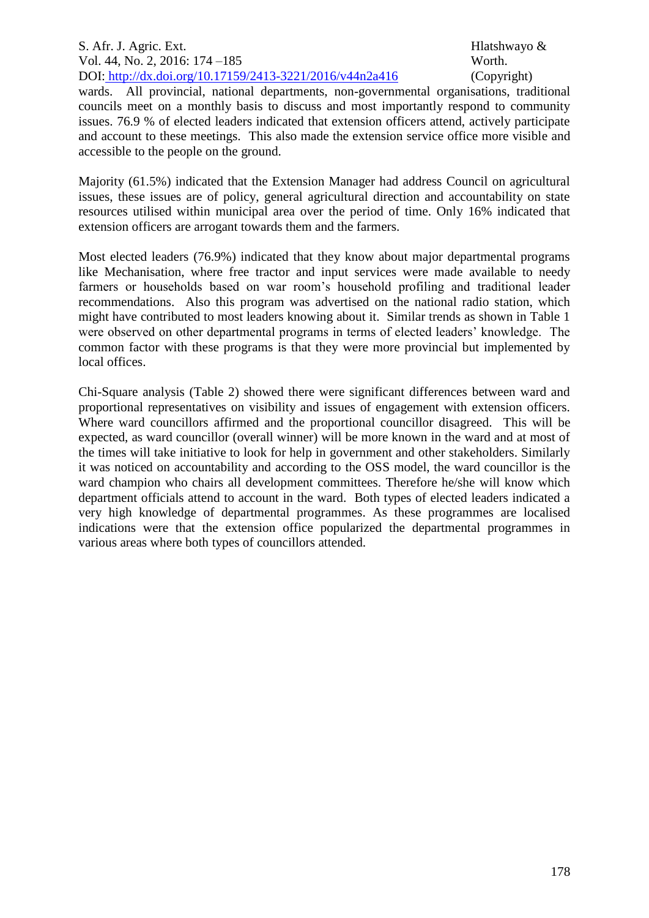wards. All provincial, national departments, non-governmental organisations, traditional councils meet on a monthly basis to discuss and most importantly respond to community issues. 76.9 % of elected leaders indicated that extension officers attend, actively participate and account to these meetings. This also made the extension service office more visible and accessible to the people on the ground.

Majority (61.5%) indicated that the Extension Manager had address Council on agricultural issues, these issues are of policy, general agricultural direction and accountability on state resources utilised within municipal area over the period of time. Only 16% indicated that extension officers are arrogant towards them and the farmers.

Most elected leaders (76.9%) indicated that they know about major departmental programs like Mechanisation, where free tractor and input services were made available to needy farmers or households based on war room's household profiling and traditional leader recommendations. Also this program was advertised on the national radio station, which might have contributed to most leaders knowing about it. Similar trends as shown in Table 1 were observed on other departmental programs in terms of elected leaders' knowledge. The common factor with these programs is that they were more provincial but implemented by local offices.

Chi-Square analysis (Table 2) showed there were significant differences between ward and proportional representatives on visibility and issues of engagement with extension officers. Where ward councillors affirmed and the proportional councillor disagreed. This will be expected, as ward councillor (overall winner) will be more known in the ward and at most of the times will take initiative to look for help in government and other stakeholders. Similarly it was noticed on accountability and according to the OSS model, the ward councillor is the ward champion who chairs all development committees. Therefore he/she will know which department officials attend to account in the ward. Both types of elected leaders indicated a very high knowledge of departmental programmes. As these programmes are localised indications were that the extension office popularized the departmental programmes in various areas where both types of councillors attended.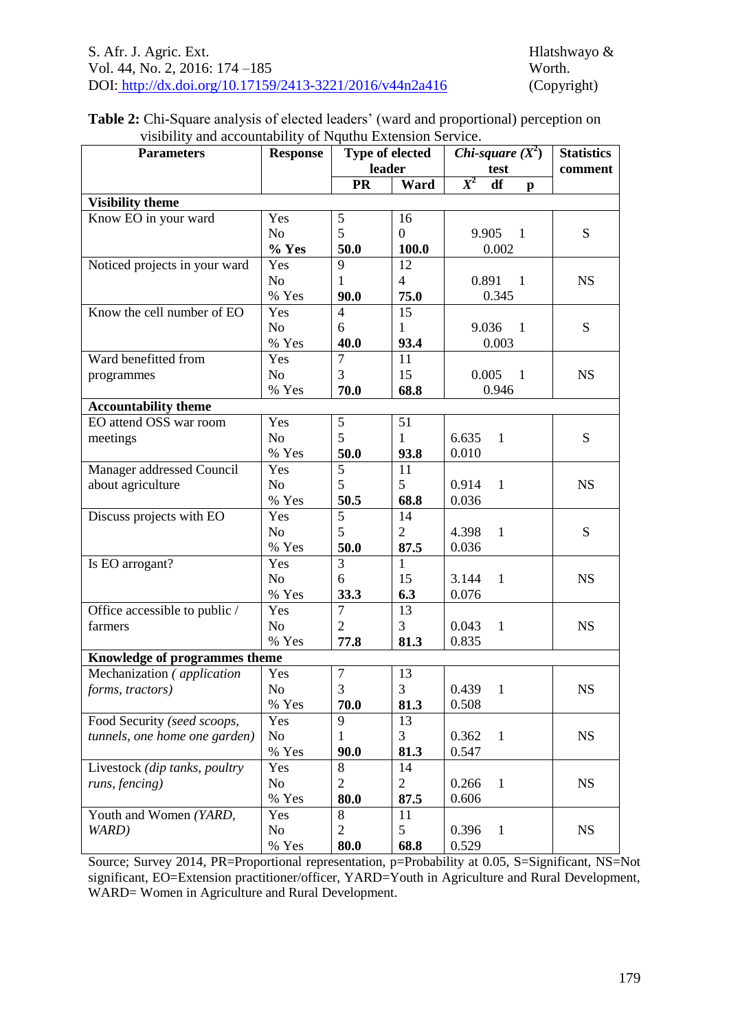**Table 2:** Chi-Square analysis of elected leaders' (ward and proportional) perception on visibility and accountability of Nquthu Extension Service.

| Parameters | Response | Type of elected leader | | *Chi-square* ($X^2$) test | | | Statistics comment |
|---|---|---|---|---|---|---|---|
| | | PR | Ward | $X^2$ | df | p | |
| **Visibility theme** | | | | | | | |
| Know EO in your ward | Yes | 5 | 16 | 9.905 | 1 | 0.002 | S |
| | No | 5 | 0 | | | | |
| | **% Yes** | **50.0** | **100.0** | | | | |
| Noticed projects in your ward | Yes | 9 | 12 | 0.891 | 1 | 0.345 | NS |
| | No | 1 | 4 | | | | |
| | % Yes | **90.0** | **75.0** | | | | |
| Know the cell number of EO | Yes | 4 | 15 | 9.036 | 1 | 0.003 | S |
| | No | 6 | 1 | | | | |
| | % Yes | **40.0** | **93.4** | | | | |
| Ward benefitted from programmes | Yes | 7 | 11 | 0.005 | 1 | 0.946 | NS |
| | No | 3 | 15 | | | | |
| | % Yes | **70.0** | **68.8** | | | | |
| **Accountability theme** | | | | | | | |
| EO attend OSS war room meetings | Yes | 5 | 51 | 6.635 | 1 | 0.010 | S |
| | No | 5 | 1 | | | | |
| | % Yes | **50.0** | **93.8** | | | | |
| Manager addressed Council about agriculture | Yes | 5 | 11 | 0.914 | 1 | 0.036 | NS |
| | No | 5 | 5 | | | | |
| | % Yes | **50.5** | **68.8** | | | | |
| Discuss projects with EO | Yes | 5 | 14 | 4.398 | 1 | 0.036 | S |
| | No | 5 | 2 | | | | |
| | % Yes | **50.0** | **87.5** | | | | |
| Is EO arrogant? | Yes | 3 | 1 | 3.144 | 1 | 0.076 | NS |
| | No | 6 | 15 | | | | |
| | % Yes | **33.3** | **6.3** | | | | |
| Office accessible to public / farmers | Yes | 7 | 13 | 0.043 | 1 | 0.835 | NS |
| | No | 2 | 3 | | | | |
| | % Yes | **77.8** | **81.3** | | | | |
| **Knowledge of programmes theme** | | | | | | | |
| Mechanization *( application forms, tractors)* | Yes | 7 | 13 | 0.439 | 1 | 0.508 | NS |
| | No | 3 | 3 | | | | |
| | % Yes | **70.0** | **81.3** | | | | |
| Food Security *(seed scoops, tunnels, one home one garden)* | Yes | 9 | 13 | 0.362 | 1 | 0.547 | NS |
| | No | 1 | 3 | | | | |
| | % Yes | **90.0** | **81.3** | | | | |
| Livestock *(dip tanks, poultry runs, fencing)* | Yes | 8 | 14 | 0.266 | 1 | 0.606 | NS |
| | No | 2 | 2 | | | | |
| | % Yes | **80.0** | **87.5** | | | | |
| Youth and Women *(YARD, WARD)* | Yes | 8 | 11 | 0.396 | 1 | 0.529 | NS |
| | No | 2 | 5 | | | | |
| | % Yes | **80.0** | **68.8** | | | | |

Source; Survey 2014, PR=Proportional representation, p=Probability at 0.05, S=Significant, NS=Not significant, EO=Extension practitioner/officer, YARD=Youth in Agriculture and Rural Development, WARD= Women in Agriculture and Rural Development.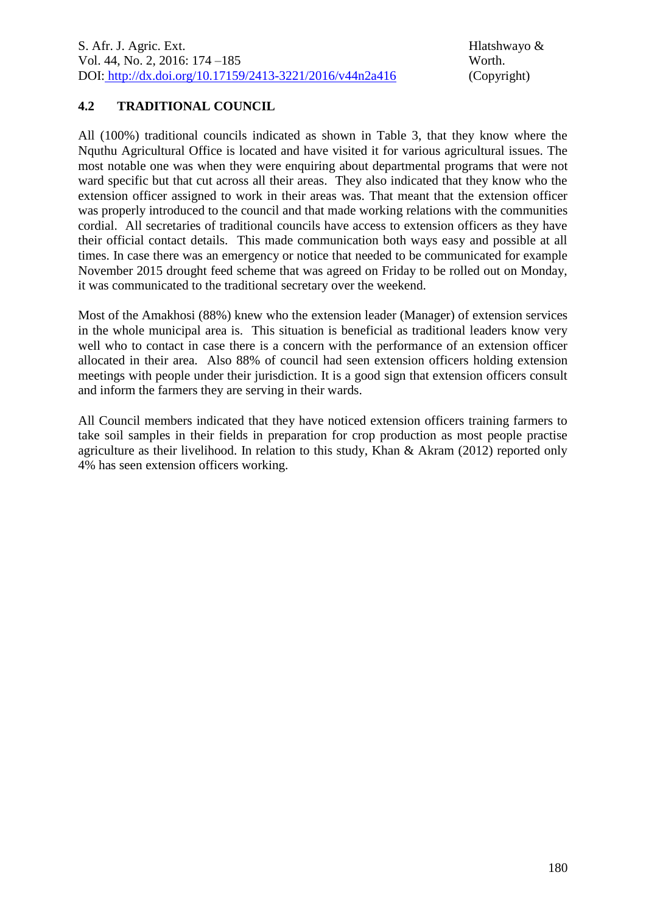## 4.2 TRADITIONAL COUNCIL

All (100%) traditional councils indicated as shown in Table 3, that they know where the Nquthu Agricultural Office is located and have visited it for various agricultural issues. The most notable one was when they were enquiring about departmental programs that were not ward specific but that cut across all their areas. They also indicated that they know who the extension officer assigned to work in their areas was. That meant that the extension officer was properly introduced to the council and that made working relations with the communities cordial. All secretaries of traditional councils have access to extension officers as they have their official contact details. This made communication both ways easy and possible at all times. In case there was an emergency or notice that needed to be communicated for example November 2015 drought feed scheme that was agreed on Friday to be rolled out on Monday, it was communicated to the traditional secretary over the weekend.

Most of the Amakhosi (88%) knew who the extension leader (Manager) of extension services in the whole municipal area is. This situation is beneficial as traditional leaders know very well who to contact in case there is a concern with the performance of an extension officer allocated in their area. Also 88% of council had seen extension officers holding extension meetings with people under their jurisdiction. It is a good sign that extension officers consult and inform the farmers they are serving in their wards.

All Council members indicated that they have noticed extension officers training farmers to take soil samples in their fields in preparation for crop production as most people practise agriculture as their livelihood. In relation to this study, Khan & Akram (2012) reported only 4% has seen extension officers working.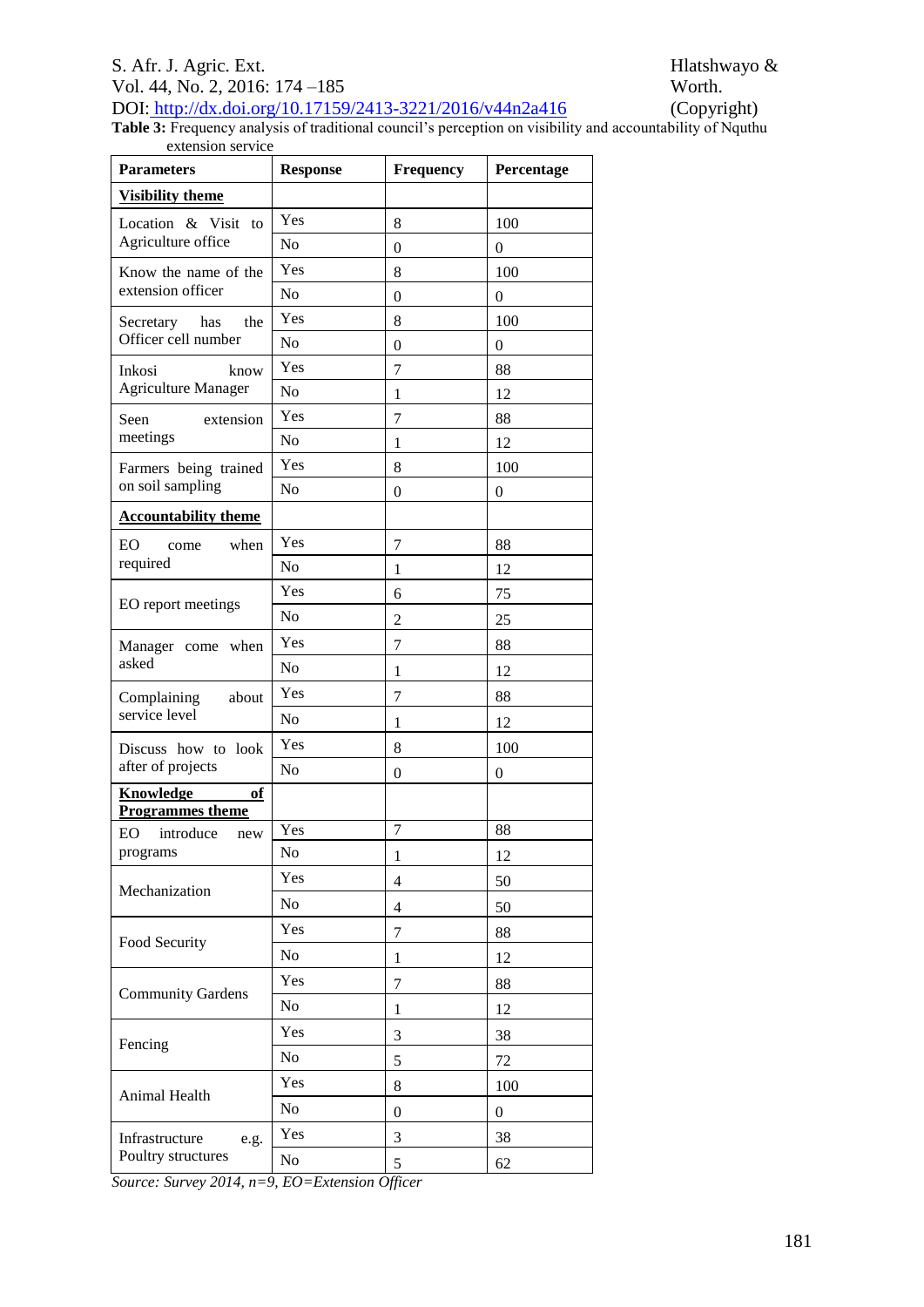**Table 3:** Frequency analysis of traditional council's perception on visibility and accountability of Nquthu extension service

| Parameters | Response | Frequency | Percentage |
|---|---|---|---|
| **Visibility theme** | | | |
| Location & Visit to Agriculture office | Yes | 8 | 100 |
| | No | 0 | 0 |
| Know the name of the extension officer | Yes | 8 | 100 |
| | No | 0 | 0 |
| Secretary has the Officer cell number | Yes | 8 | 100 |
| | No | 0 | 0 |
| Inkosi know Agriculture Manager | Yes | 7 | 88 |
| | No | 1 | 12 |
| Seen extension meetings | Yes | 7 | 88 |
| | No | 1 | 12 |
| Farmers being trained on soil sampling | Yes | 8 | 100 |
| | No | 0 | 0 |
| **Accountability theme** | | | |
| EO come when required | Yes | 7 | 88 |
| | No | 1 | 12 |
| EO report meetings | Yes | 6 | 75 |
| | No | 2 | 25 |
| Manager come when asked | Yes | 7 | 88 |
| | No | 1 | 12 |
| Complaining about service level | Yes | 7 | 88 |
| | No | 1 | 12 |
| Discuss how to look after of projects | Yes | 8 | 100 |
| | No | 0 | 0 |
| **Knowledge of Programmes theme** | | | |
| EO introduce new programs | Yes | 7 | 88 |
| | No | 1 | 12 |
| Mechanization | Yes | 4 | 50 |
| | No | 4 | 50 |
| Food Security | Yes | 7 | 88 |
| | No | 1 | 12 |
| Community Gardens | Yes | 7 | 88 |
| | No | 1 | 12 |
| Fencing | Yes | 3 | 38 |
| | No | 5 | 72 |
| Animal Health | Yes | 8 | 100 |
| | No | 0 | 0 |
| Infrastructure e.g. Poultry structures | Yes | 3 | 38 |
| | No | 5 | 62 |

*Source: Survey 2014, n=9, EO=Extension Officer*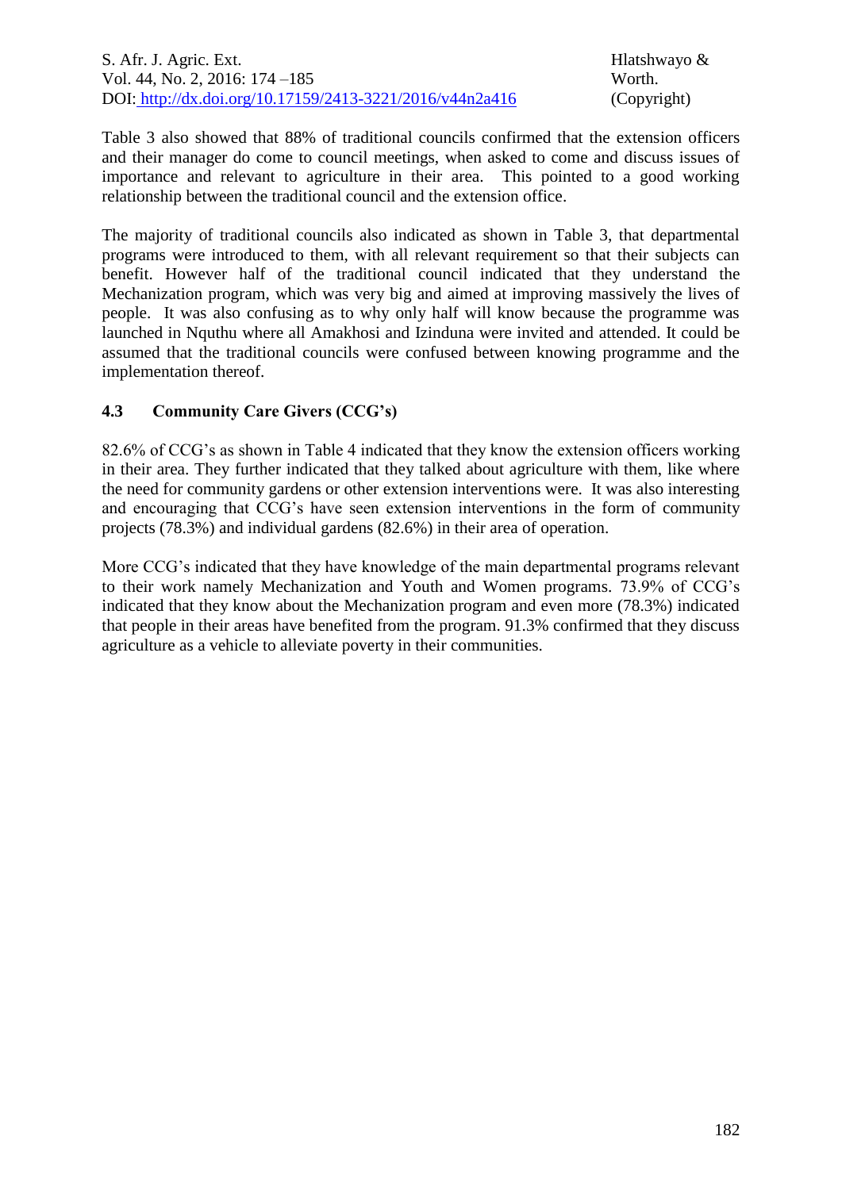Table 3 also showed that 88% of traditional councils confirmed that the extension officers and their manager do come to council meetings, when asked to come and discuss issues of importance and relevant to agriculture in their area. This pointed to a good working relationship between the traditional council and the extension office.

The majority of traditional councils also indicated as shown in Table 3, that departmental programs were introduced to them, with all relevant requirement so that their subjects can benefit. However half of the traditional council indicated that they understand the Mechanization program, which was very big and aimed at improving massively the lives of people. It was also confusing as to why only half will know because the programme was launched in Nquthu where all Amakhosi and Izinduna were invited and attended. It could be assumed that the traditional councils were confused between knowing programme and the implementation thereof.

### 4.3 Community Care Givers (CCG's)

82.6% of CCG's as shown in Table 4 indicated that they know the extension officers working in their area. They further indicated that they talked about agriculture with them, like where the need for community gardens or other extension interventions were. It was also interesting and encouraging that CCG's have seen extension interventions in the form of community projects (78.3%) and individual gardens (82.6%) in their area of operation.

More CCG's indicated that they have knowledge of the main departmental programs relevant to their work namely Mechanization and Youth and Women programs. 73.9% of CCG's indicated that they know about the Mechanization program and even more (78.3%) indicated that people in their areas have benefited from the program. 91.3% confirmed that they discuss agriculture as a vehicle to alleviate poverty in their communities.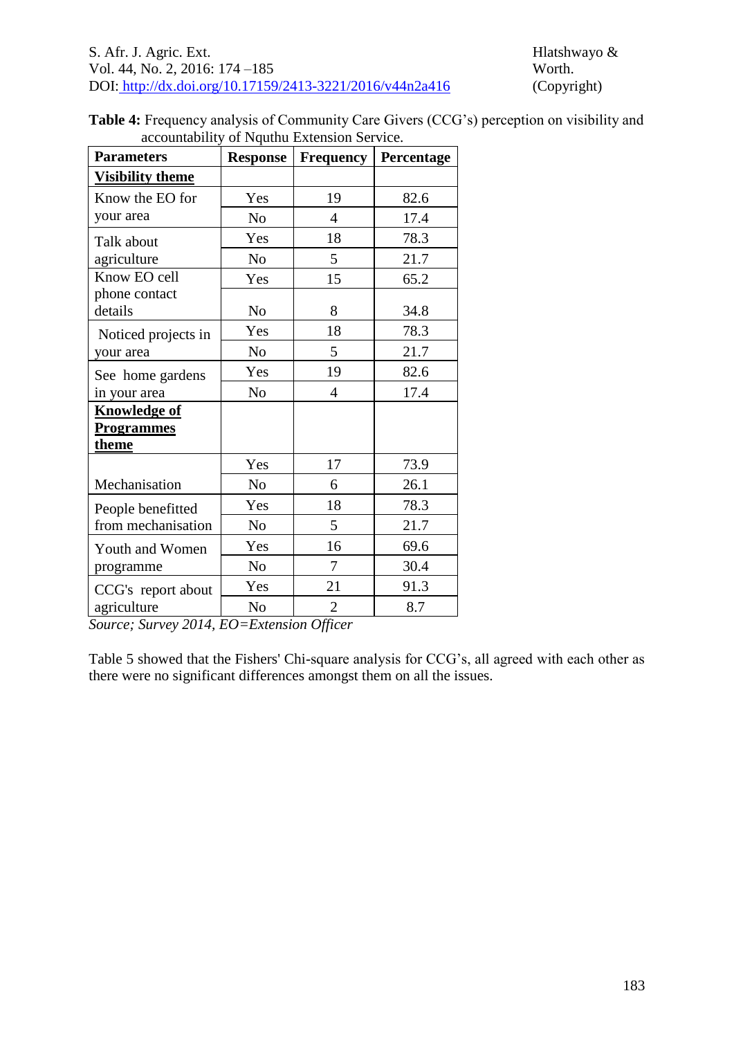**Table 4:** Frequency analysis of Community Care Givers (CCG's) perception on visibility and accountability of Nquthu Extension Service.

| Parameters | Response | Frequency | Percentage |
|---|---|---|---|
| **Visibility theme** | | | |
| Know the EO for your area | Yes | 19 | 82.6 |
| | No | 4 | 17.4 |
| Talk about agriculture | Yes | 18 | 78.3 |
| | No | 5 | 21.7 |
| Know EO cell phone contact details | Yes | 15 | 65.2 |
| | No | 8 | 34.8 |
| Noticed projects in your area | Yes | 18 | 78.3 |
| | No | 5 | 21.7 |
| See home gardens in your area | Yes | 19 | 82.6 |
| | No | 4 | 17.4 |
| **Knowledge of Programmes theme** | | | |
| Mechanisation | Yes | 17 | 73.9 |
| | No | 6 | 26.1 |
| People benefitted from mechanisation | Yes | 18 | 78.3 |
| | No | 5 | 21.7 |
| Youth and Women programme | Yes | 16 | 69.6 |
| | No | 7 | 30.4 |
| CCG's report about agriculture | Yes | 21 | 91.3 |
| | No | 2 | 8.7 |

*Source; Survey 2014, EO=Extension Officer*

Table 5 showed that the Fishers' Chi-square analysis for CCG's, all agreed with each other as there were no significant differences amongst them on all the issues.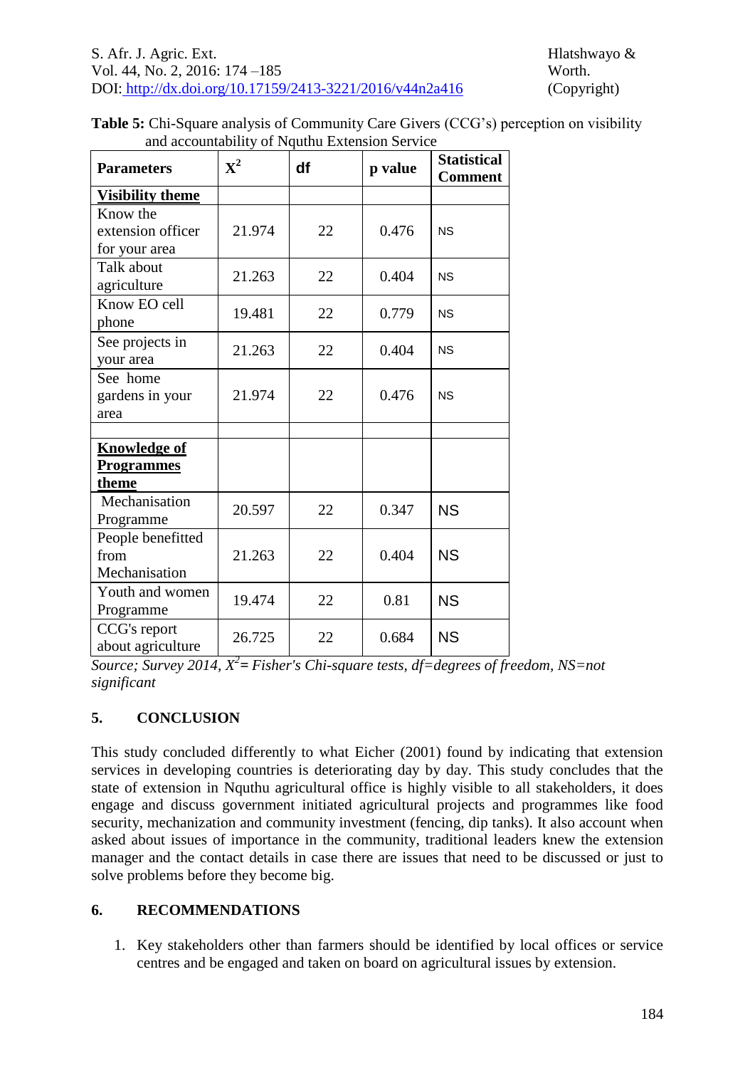**Table 5:** Chi-Square analysis of Community Care Givers (CCG's) perception on visibility and accountability of Nquthu Extension Service

| Parameters | $X^2$ | df | p value | Statistical Comment |
|---|---|---|---|---|
| **Visibility theme** | | | | |
| Know the extension officer for your area | 21.974 | 22 | 0.476 | NS |
| Talk about agriculture | 21.263 | 22 | 0.404 | NS |
| Know EO cell phone | 19.481 | 22 | 0.779 | NS |
| See projects in your area | 21.263 | 22 | 0.404 | NS |
| See home gardens in your area | 21.974 | 22 | 0.476 | NS |
| | | | | |
| **Knowledge of Programmes theme** | | | | |
| Mechanisation Programme | 20.597 | 22 | 0.347 | NS |
| People benefitted from Mechanisation | 21.263 | 22 | 0.404 | NS |
| Youth and women Programme | 19.474 | 22 | 0.81 | NS |
| CCG's report about agriculture | 26.725 | 22 | 0.684 | NS |

*Source; Survey 2014, $X^2$= Fisher's Chi-square tests, df=degrees of freedom, NS=not significant*

## 5. CONCLUSION

This study concluded differently to what Eicher (2001) found by indicating that extension services in developing countries is deteriorating day by day. This study concludes that the state of extension in Nquthu agricultural office is highly visible to all stakeholders, it does engage and discuss government initiated agricultural projects and programmes like food security, mechanization and community investment (fencing, dip tanks). It also account when asked about issues of importance in the community, traditional leaders knew the extension manager and the contact details in case there are issues that need to be discussed or just to solve problems before they become big.

## 6. RECOMMENDATIONS

1. Key stakeholders other than farmers should be identified by local offices or service centres and be engaged and taken on board on agricultural issues by extension.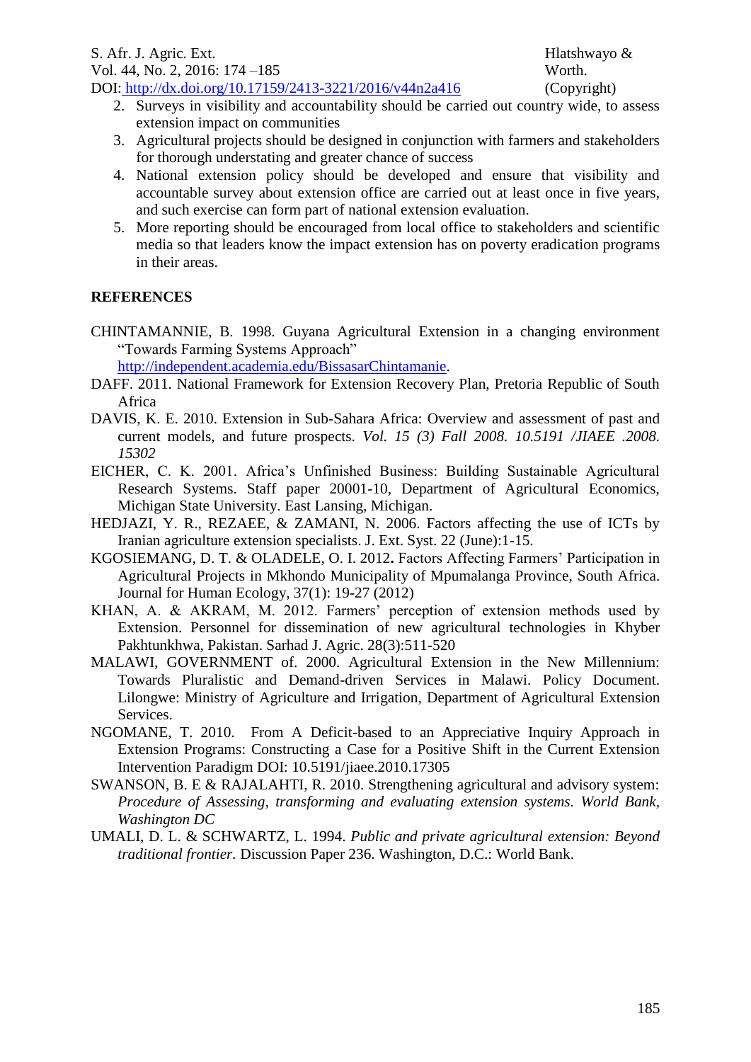2. Surveys in visibility and accountability should be carried out country wide, to assess extension impact on communities
3. Agricultural projects should be designed in conjunction with farmers and stakeholders for thorough understating and greater chance of success
4. National extension policy should be developed and ensure that visibility and accountable survey about extension office are carried out at least once in five years, and such exercise can form part of national extension evaluation.
5. More reporting should be encouraged from local office to stakeholders and scientific media so that leaders know the impact extension has on poverty eradication programs in their areas.

## REFERENCES

CHINTAMANNIE, B. 1998. Guyana Agricultural Extension in a changing environment "Towards Farming Systems Approach" http://independent.academia.edu/BissasarChintamanie.

DAFF. 2011. National Framework for Extension Recovery Plan, Pretoria Republic of South Africa

DAVIS, K. E. 2010. Extension in Sub-Sahara Africa: Overview and assessment of past and current models, and future prospects. *Vol. 15 (3) Fall 2008. 10.5191 /JIAEE .2008. 15302*

EICHER, C. K. 2001. Africa's Unfinished Business: Building Sustainable Agricultural Research Systems. Staff paper 20001-10, Department of Agricultural Economics, Michigan State University. East Lansing, Michigan.

HEDJAZI, Y. R., REZAEE, & ZAMANI, N. 2006. Factors affecting the use of ICTs by Iranian agriculture extension specialists. J. Ext. Syst. 22 (June):1-15.

KGOSIEMANG, D. T. & OLADELE, O. I. 2012**.** Factors Affecting Farmers' Participation in Agricultural Projects in Mkhondo Municipality of Mpumalanga Province, South Africa. Journal for Human Ecology, 37(1): 19-27 (2012)

KHAN, A. & AKRAM, M. 2012. Farmers' perception of extension methods used by Extension. Personnel for dissemination of new agricultural technologies in Khyber Pakhtunkhwa, Pakistan. Sarhad J. Agric. 28(3):511-520

MALAWI, GOVERNMENT of. 2000. Agricultural Extension in the New Millennium: Towards Pluralistic and Demand-driven Services in Malawi. Policy Document. Lilongwe: Ministry of Agriculture and Irrigation, Department of Agricultural Extension Services.

NGOMANE, T. 2010. From A Deficit-based to an Appreciative Inquiry Approach in Extension Programs: Constructing a Case for a Positive Shift in the Current Extension Intervention Paradigm DOI: 10.5191/jiaee.2010.17305

SWANSON, B. E & RAJALAHTI, R. 2010. Strengthening agricultural and advisory system: *Procedure of Assessing, transforming and evaluating extension systems. World Bank, Washington DC*

UMALI, D. L. & SCHWARTZ, L. 1994. *Public and private agricultural extension: Beyond traditional frontier.* Discussion Paper 236. Washington, D.C.: World Bank.